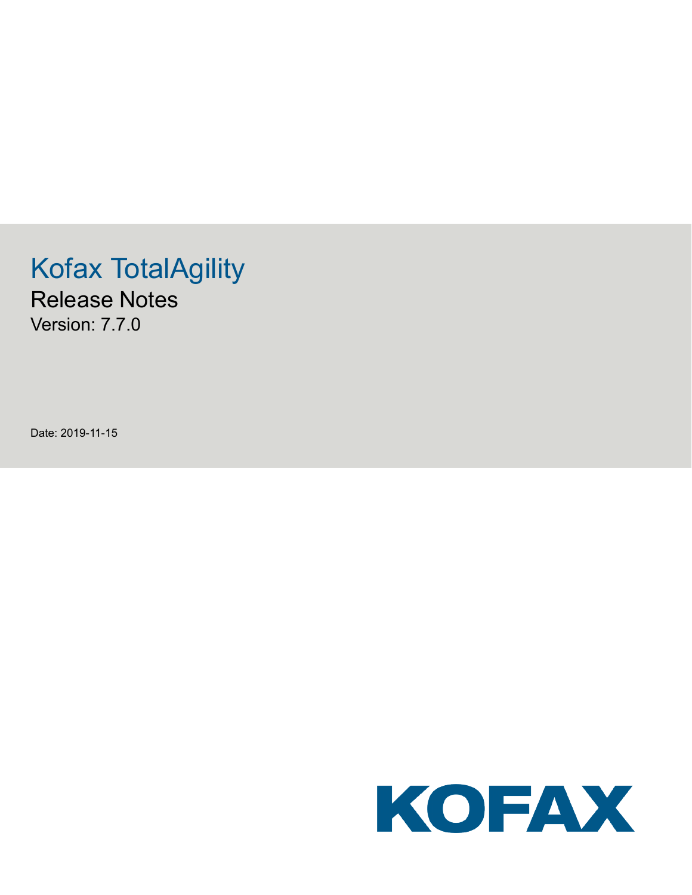# Kofax TotalAgility

## Release Notes

Version: 7.7.0

Date: 2019-11-15

KOFAX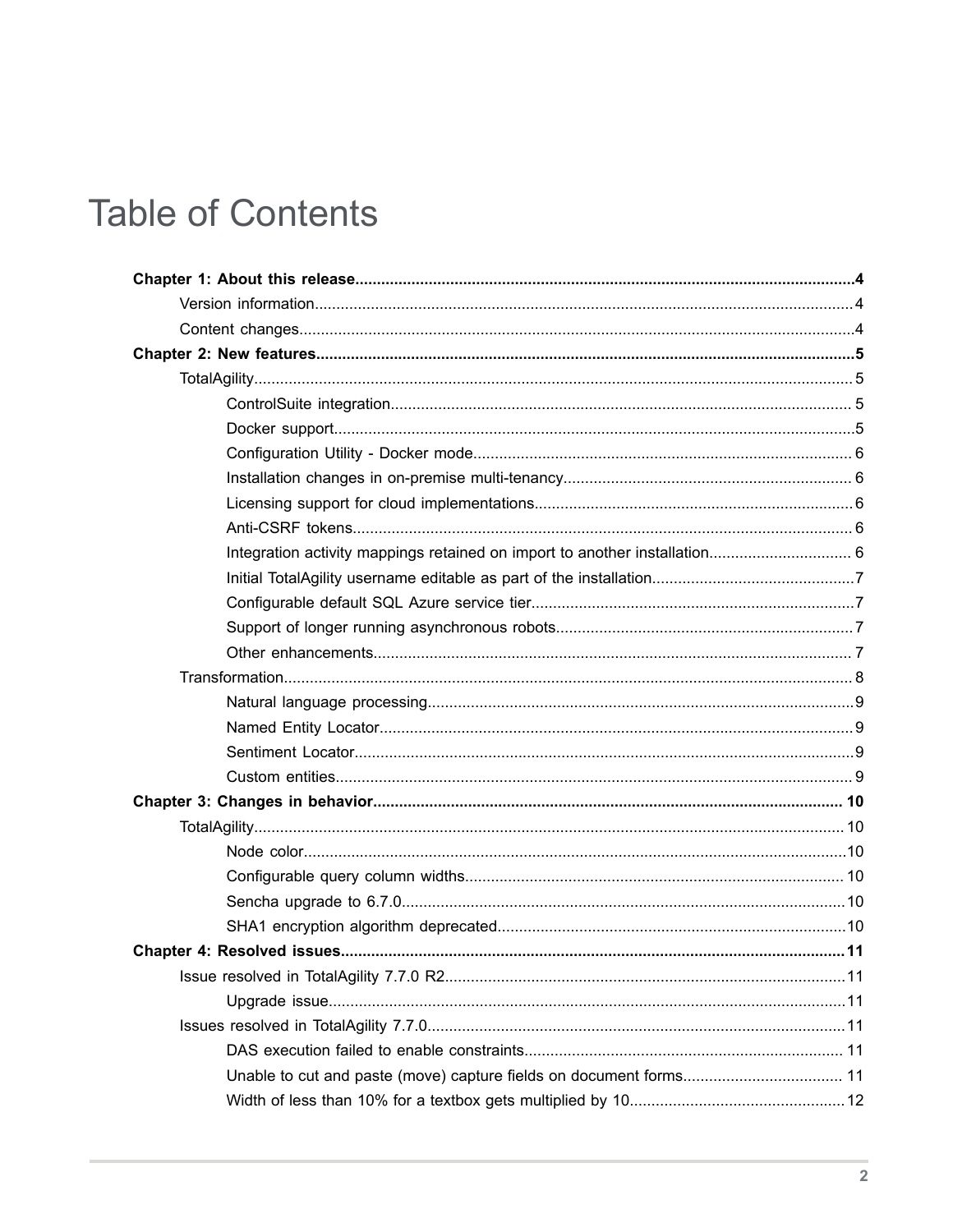# Table of Contents

**Chapter 1: About this release....................................................................................................................4**

- Version information............................................................................................................................4
- Content changes................................................................................................................................4

**Chapter 2: New features............................................................................................................................5**

- TotalAgility..........................................................................................................................................5
  - ControlSuite integration.......................................................................................................... 5
  - Docker support........................................................................................................................5
  - Configuration Utility - Docker mode....................................................................................... 6
  - Installation changes in on-premise multi-tenancy.................................................................. 6
  - Licensing support for cloud implementations.........................................................................6
  - Anti-CSRF tokens................................................................................................................... 6
  - Integration activity mappings retained on import to another installation................................. 6
  - Initial TotalAgility username editable as part of the installation...............................................7
  - Configurable default SQL Azure service tier...........................................................................7
  - Support of longer running asynchronous robots.....................................................................7
  - Other enhancements.............................................................................................................. 7
- Transformation................................................................................................................................... 8
  - Natural language processing..................................................................................................9
  - Named Entity Locator.............................................................................................................9
  - Sentiment Locator...................................................................................................................9
  - Custom entities....................................................................................................................... 9

**Chapter 3: Changes in behavior............................................................................................................. 10**

- TotalAgility........................................................................................................................................ 10
  - Node color.............................................................................................................................10
  - Configurable query column widths....................................................................................... 10
  - Sencha upgrade to 6.7.0......................................................................................................10
  - SHA1 encryption algorithm deprecated................................................................................10

**Chapter 4: Resolved issues.....................................................................................................................11**

- Issue resolved in TotalAgility 7.7.0 R2............................................................................................11
  - Upgrade issue.......................................................................................................................11
- Issues resolved in TotalAgility 7.7.0................................................................................................11
  - DAS execution failed to enable constraints......................................................................... 11
  - Unable to cut and paste (move) capture fields on document forms..................................... 11
  - Width of less than 10% for a textbox gets multiplied by 10..................................................12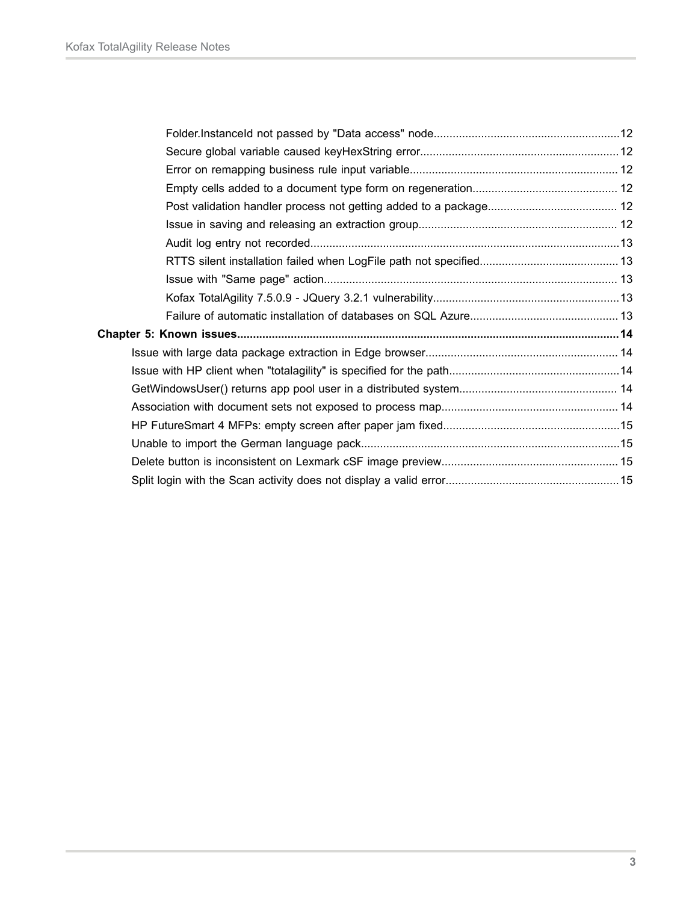- Folder.InstanceId not passed by "Data access" node....12
- Secure global variable caused keyHexString error....12
- Error on remapping business rule input variable....12
- Empty cells added to a document type form on regeneration....12
- Post validation handler process not getting added to a package....12
- Issue in saving and releasing an extraction group....12
- Audit log entry not recorded....13
- RTTS silent installation failed when LogFile path not specified....13
- Issue with "Same page" action....13
- Kofax TotalAgility 7.5.0.9 - JQuery 3.2.1 vulnerability....13
- Failure of automatic installation of databases on SQL Azure....13

**Chapter 5: Known issues....14**

- Issue with large data package extraction in Edge browser....14
- Issue with HP client when "totalagility" is specified for the path....14
- GetWindowsUser() returns app pool user in a distributed system....14
- Association with document sets not exposed to process map....14
- HP FutureSmart 4 MFPs: empty screen after paper jam fixed....15
- Unable to import the German language pack....15
- Delete button is inconsistent on Lexmark cSF image preview....15
- Split login with the Scan activity does not display a valid error....15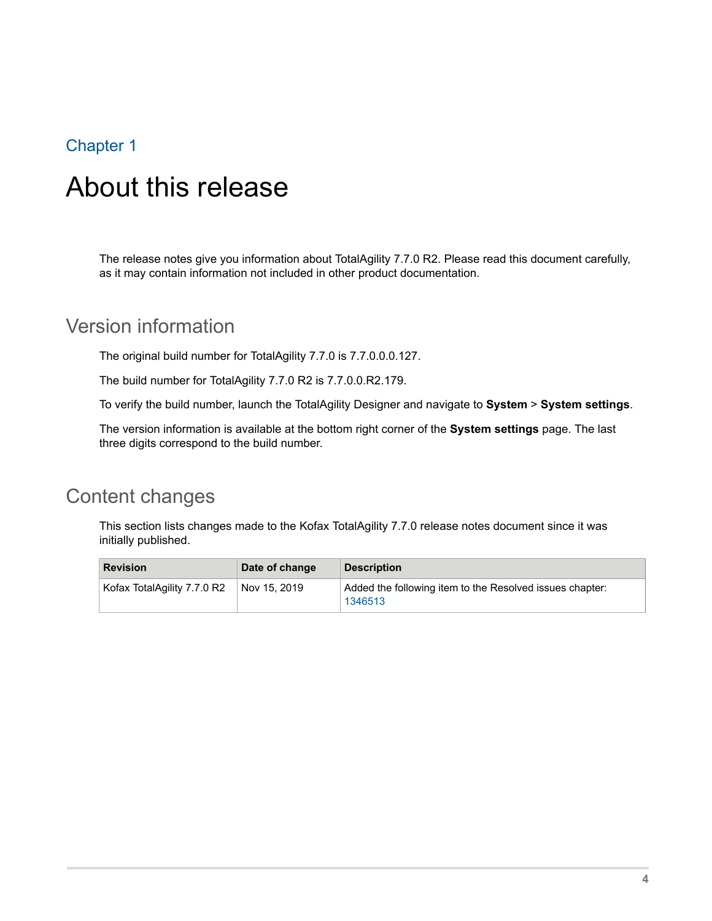Chapter 1

# About this release

The release notes give you information about TotalAgility 7.7.0 R2. Please read this document carefully, as it may contain information not included in other product documentation.

## Version information

The original build number for TotalAgility 7.7.0 is 7.7.0.0.0.127.

The build number for TotalAgility 7.7.0 R2 is 7.7.0.0.R2.179.

To verify the build number, launch the TotalAgility Designer and navigate to **System** > **System settings**.

The version information is available at the bottom right corner of the **System settings** page. The last three digits correspond to the build number.

## Content changes

This section lists changes made to the Kofax TotalAgility 7.7.0 release notes document since it was initially published.

| Revision | Date of change | Description |
| --- | --- | --- |
| Kofax TotalAgility 7.7.0 R2 | Nov 15, 2019 | Added the following item to the Resolved issues chapter: 1346513 |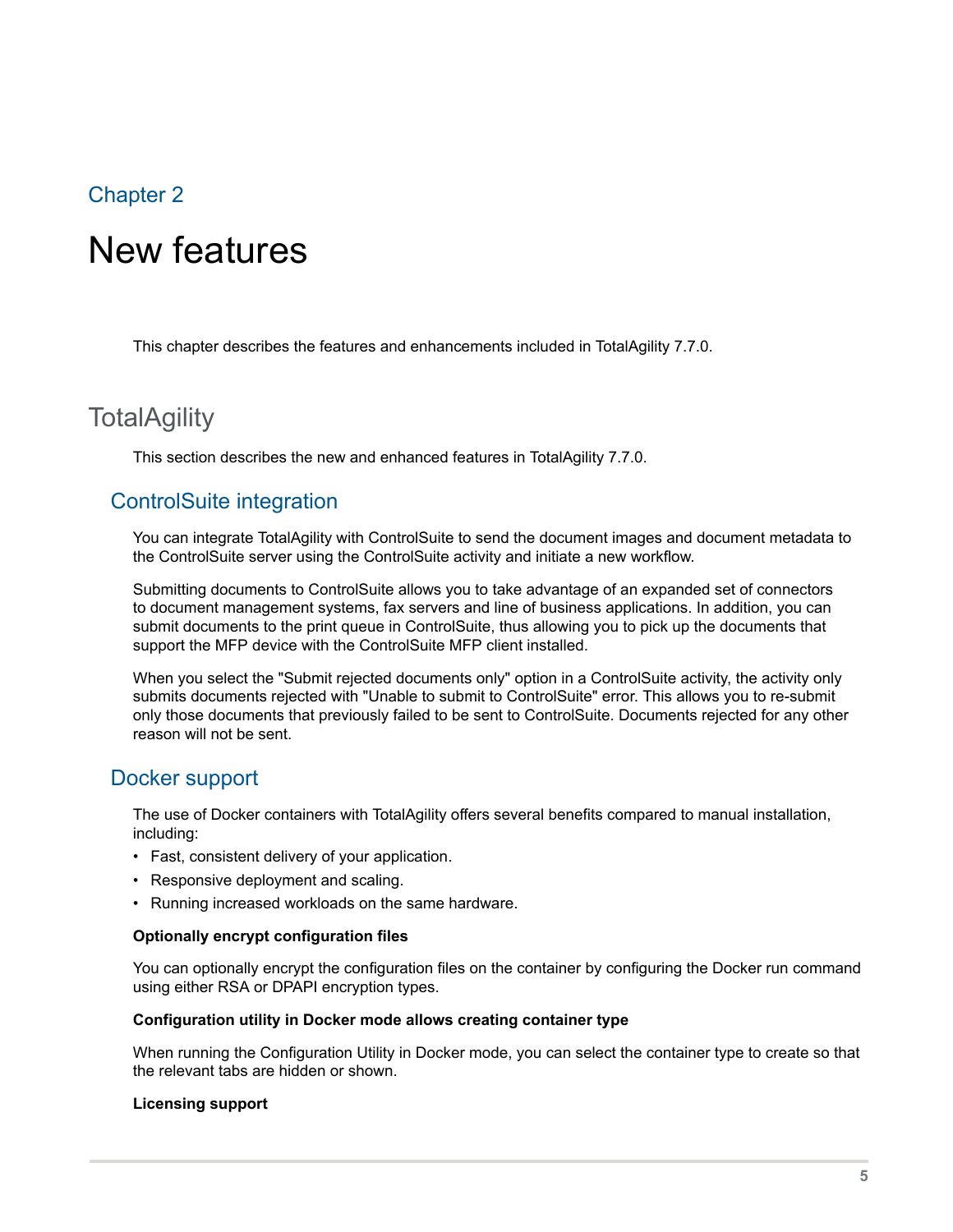Chapter 2

# New features

This chapter describes the features and enhancements included in TotalAgility 7.7.0.

## TotalAgility

This section describes the new and enhanced features in TotalAgility 7.7.0.

### ControlSuite integration

You can integrate TotalAgility with ControlSuite to send the document images and document metadata to the ControlSuite server using the ControlSuite activity and initiate a new workflow.

Submitting documents to ControlSuite allows you to take advantage of an expanded set of connectors to document management systems, fax servers and line of business applications. In addition, you can submit documents to the print queue in ControlSuite, thus allowing you to pick up the documents that support the MFP device with the ControlSuite MFP client installed.

When you select the "Submit rejected documents only" option in a ControlSuite activity, the activity only submits documents rejected with "Unable to submit to ControlSuite" error. This allows you to re-submit only those documents that previously failed to be sent to ControlSuite. Documents rejected for any other reason will not be sent.

### Docker support

The use of Docker containers with TotalAgility offers several benefits compared to manual installation, including:

- Fast, consistent delivery of your application.
- Responsive deployment and scaling.
- Running increased workloads on the same hardware.

**Optionally encrypt configuration files**

You can optionally encrypt the configuration files on the container by configuring the Docker run command using either RSA or DPAPI encryption types.

**Configuration utility in Docker mode allows creating container type**

When running the Configuration Utility in Docker mode, you can select the container type to create so that the relevant tabs are hidden or shown.

**Licensing support**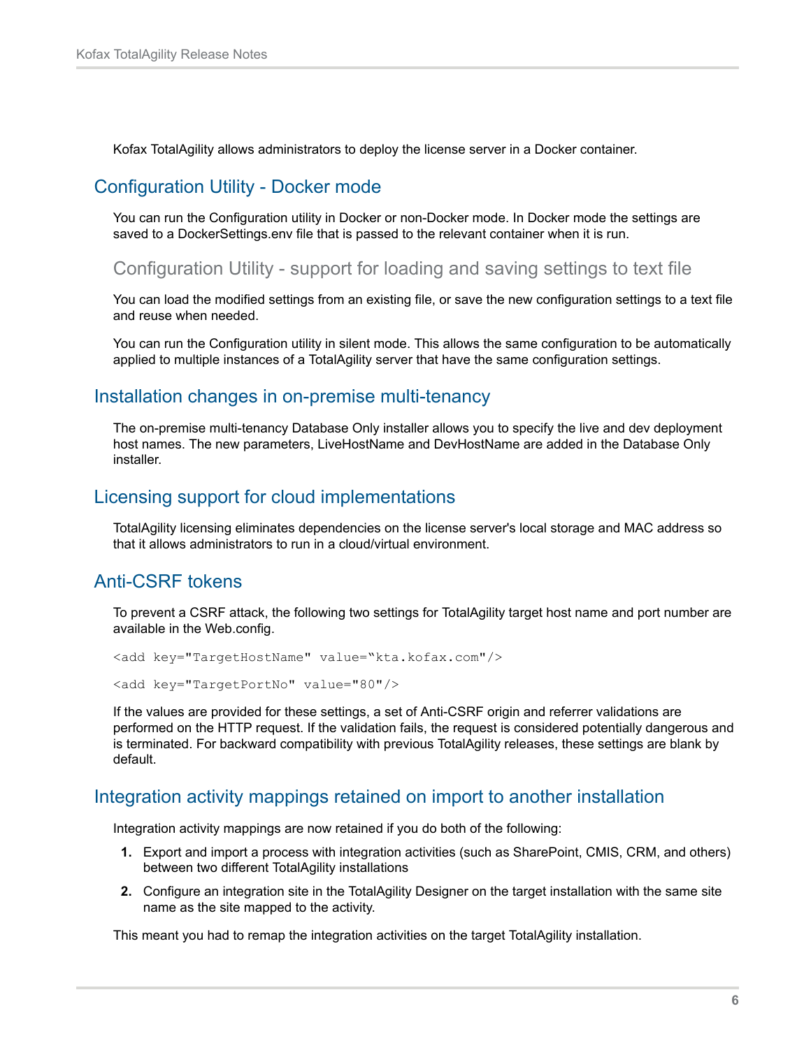Kofax TotalAgility allows administrators to deploy the license server in a Docker container.

## Configuration Utility - Docker mode

You can run the Configuration utility in Docker or non-Docker mode. In Docker mode the settings are saved to a DockerSettings.env file that is passed to the relevant container when it is run.

### Configuration Utility - support for loading and saving settings to text file

You can load the modified settings from an existing file, or save the new configuration settings to a text file and reuse when needed.

You can run the Configuration utility in silent mode. This allows the same configuration to be automatically applied to multiple instances of a TotalAgility server that have the same configuration settings.

## Installation changes in on-premise multi-tenancy

The on-premise multi-tenancy Database Only installer allows you to specify the live and dev deployment host names. The new parameters, LiveHostName and DevHostName are added in the Database Only installer.

## Licensing support for cloud implementations

TotalAgility licensing eliminates dependencies on the license server's local storage and MAC address so that it allows administrators to run in a cloud/virtual environment.

## Anti-CSRF tokens

To prevent a CSRF attack, the following two settings for TotalAgility target host name and port number are available in the Web.config.

```
<add key="TargetHostName" value="kta.kofax.com"/>
```

```
<add key="TargetPortNo" value="80"/>
```

If the values are provided for these settings, a set of Anti-CSRF origin and referrer validations are performed on the HTTP request. If the validation fails, the request is considered potentially dangerous and is terminated. For backward compatibility with previous TotalAgility releases, these settings are blank by default.

## Integration activity mappings retained on import to another installation

Integration activity mappings are now retained if you do both of the following:

1. Export and import a process with integration activities (such as SharePoint, CMIS, CRM, and others) between two different TotalAgility installations
2. Configure an integration site in the TotalAgility Designer on the target installation with the same site name as the site mapped to the activity.

This meant you had to remap the integration activities on the target TotalAgility installation.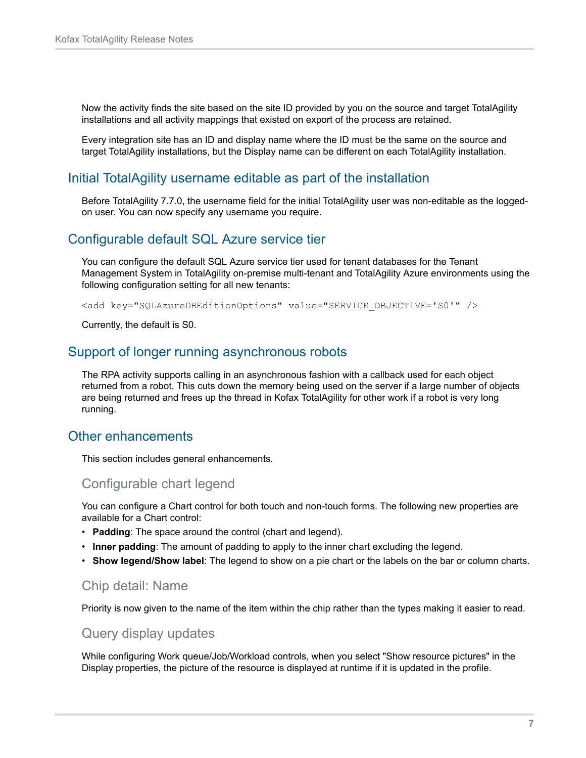Now the activity finds the site based on the site ID provided by you on the source and target TotalAgility installations and all activity mappings that existed on export of the process are retained.

Every integration site has an ID and display name where the ID must be the same on the source and target TotalAgility installations, but the Display name can be different on each TotalAgility installation.

## Initial TotalAgility username editable as part of the installation

Before TotalAgility 7.7.0, the username field for the initial TotalAgility user was non-editable as the logged-on user. You can now specify any username you require.

## Configurable default SQL Azure service tier

You can configure the default SQL Azure service tier used for tenant databases for the Tenant Management System in TotalAgility on-premise multi-tenant and TotalAgility Azure environments using the following configuration setting for all new tenants:

```
<add key="SQLAzureDBEditionOptions" value="SERVICE_OBJECTIVE='S0'" />
```

Currently, the default is S0.

## Support of longer running asynchronous robots

The RPA activity supports calling in an asynchronous fashion with a callback used for each object returned from a robot. This cuts down the memory being used on the server if a large number of objects are being returned and frees up the thread in Kofax TotalAgility for other work if a robot is very long running.

## Other enhancements

This section includes general enhancements.

### Configurable chart legend

You can configure a Chart control for both touch and non-touch forms. The following new properties are available for a Chart control:

- **Padding**: The space around the control (chart and legend).
- **Inner padding**: The amount of padding to apply to the inner chart excluding the legend.
- **Show legend/Show label**: The legend to show on a pie chart or the labels on the bar or column charts.

### Chip detail: Name

Priority is now given to the name of the item within the chip rather than the types making it easier to read.

### Query display updates

While configuring Work queue/Job/Workload controls, when you select "Show resource pictures" in the Display properties, the picture of the resource is displayed at runtime if it is updated in the profile.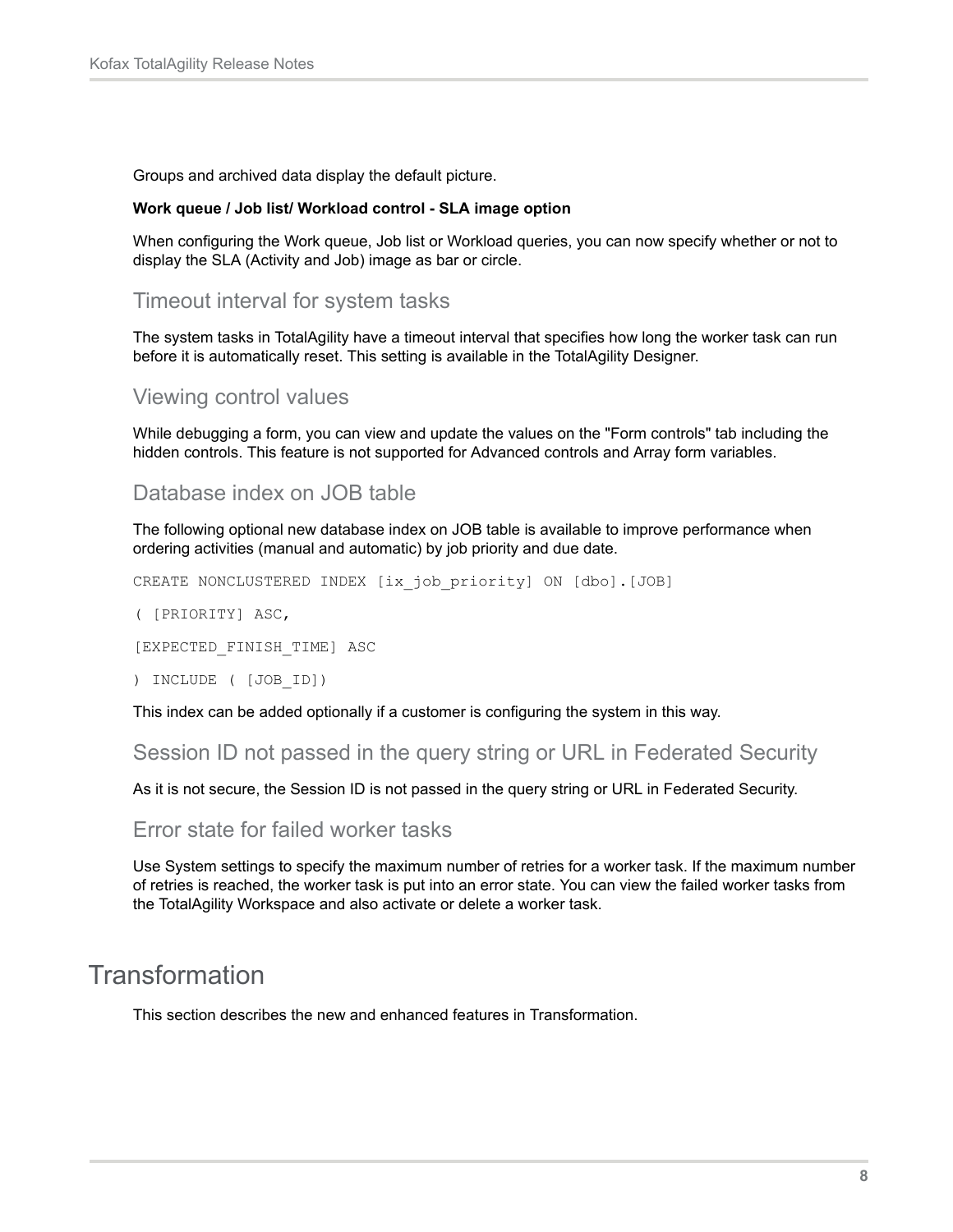Groups and archived data display the default picture.

**Work queue / Job list/ Workload control - SLA image option**

When configuring the Work queue, Job list or Workload queries, you can now specify whether or not to display the SLA (Activity and Job) image as bar or circle.

### Timeout interval for system tasks

The system tasks in TotalAgility have a timeout interval that specifies how long the worker task can run before it is automatically reset. This setting is available in the TotalAgility Designer.

### Viewing control values

While debugging a form, you can view and update the values on the "Form controls" tab including the hidden controls. This feature is not supported for Advanced controls and Array form variables.

### Database index on JOB table

The following optional new database index on JOB table is available to improve performance when ordering activities (manual and automatic) by job priority and due date.

```
CREATE NONCLUSTERED INDEX [ix_job_priority] ON [dbo].[JOB]
( [PRIORITY] ASC,
[EXPECTED_FINISH_TIME] ASC
) INCLUDE ( [JOB_ID])
```

This index can be added optionally if a customer is configuring the system in this way.

### Session ID not passed in the query string or URL in Federated Security

As it is not secure, the Session ID is not passed in the query string or URL in Federated Security.

### Error state for failed worker tasks

Use System settings to specify the maximum number of retries for a worker task. If the maximum number of retries is reached, the worker task is put into an error state. You can view the failed worker tasks from the TotalAgility Workspace and also activate or delete a worker task.

## Transformation

This section describes the new and enhanced features in Transformation.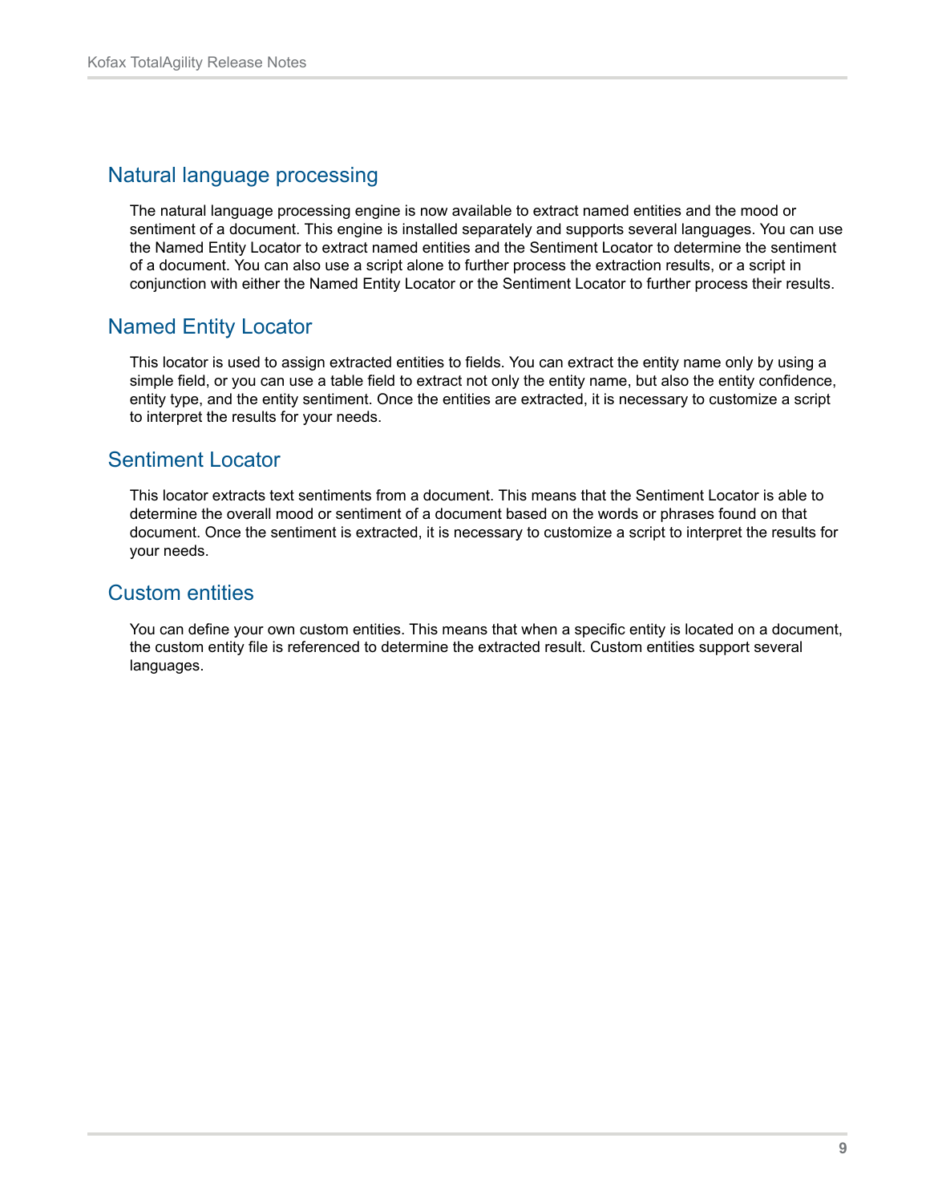## Natural language processing

The natural language processing engine is now available to extract named entities and the mood or sentiment of a document. This engine is installed separately and supports several languages. You can use the Named Entity Locator to extract named entities and the Sentiment Locator to determine the sentiment of a document. You can also use a script alone to further process the extraction results, or a script in conjunction with either the Named Entity Locator or the Sentiment Locator to further process their results.

## Named Entity Locator

This locator is used to assign extracted entities to fields. You can extract the entity name only by using a simple field, or you can use a table field to extract not only the entity name, but also the entity confidence, entity type, and the entity sentiment. Once the entities are extracted, it is necessary to customize a script to interpret the results for your needs.

## Sentiment Locator

This locator extracts text sentiments from a document. This means that the Sentiment Locator is able to determine the overall mood or sentiment of a document based on the words or phrases found on that document. Once the sentiment is extracted, it is necessary to customize a script to interpret the results for your needs.

## Custom entities

You can define your own custom entities. This means that when a specific entity is located on a document, the custom entity file is referenced to determine the extracted result. Custom entities support several languages.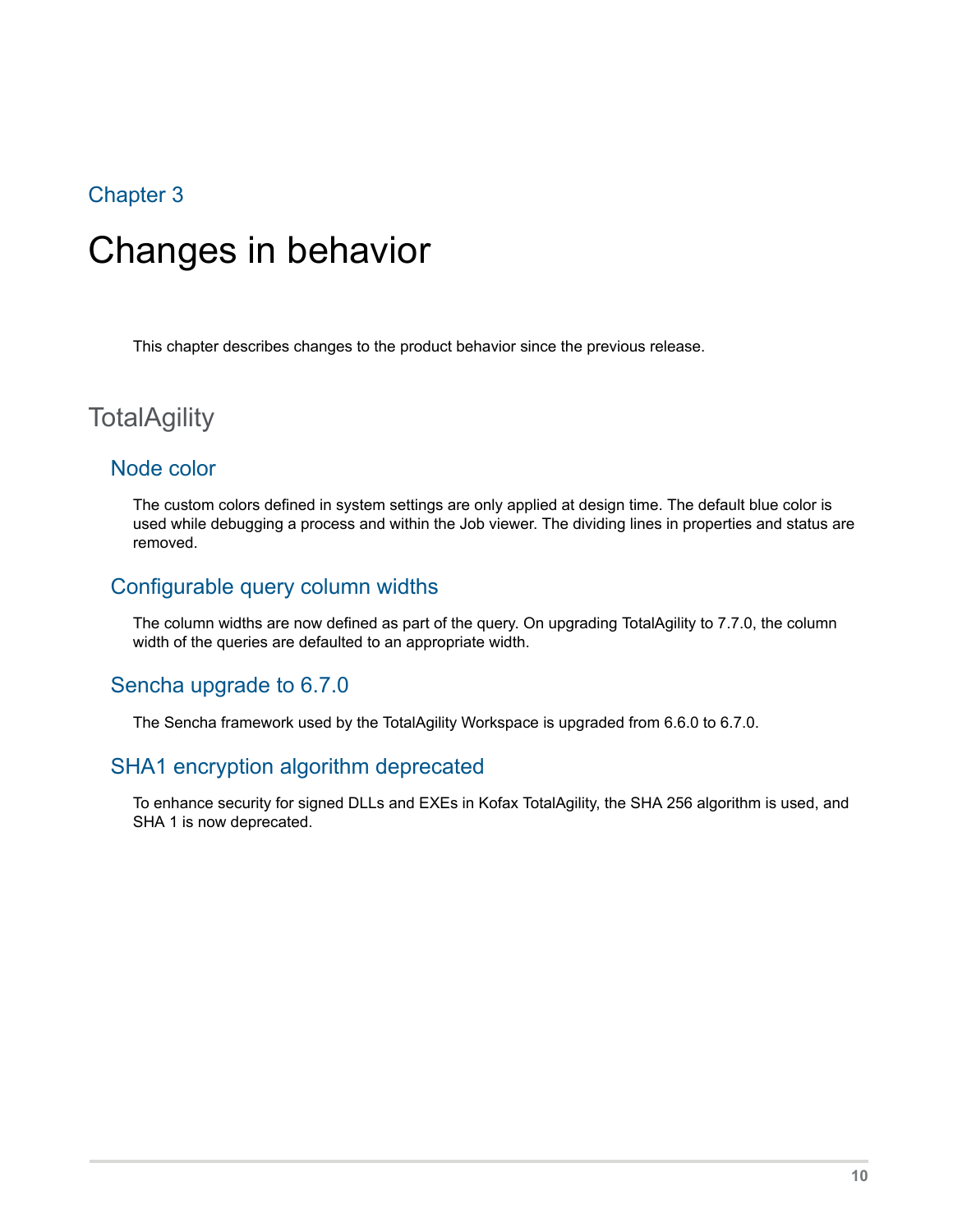Chapter 3

# Changes in behavior

This chapter describes changes to the product behavior since the previous release.

## TotalAgility

### Node color

The custom colors defined in system settings are only applied at design time. The default blue color is used while debugging a process and within the Job viewer. The dividing lines in properties and status are removed.

### Configurable query column widths

The column widths are now defined as part of the query. On upgrading TotalAgility to 7.7.0, the column width of the queries are defaulted to an appropriate width.

### Sencha upgrade to 6.7.0

The Sencha framework used by the TotalAgility Workspace is upgraded from 6.6.0 to 6.7.0.

### SHA1 encryption algorithm deprecated

To enhance security for signed DLLs and EXEs in Kofax TotalAgility, the SHA 256 algorithm is used, and SHA 1 is now deprecated.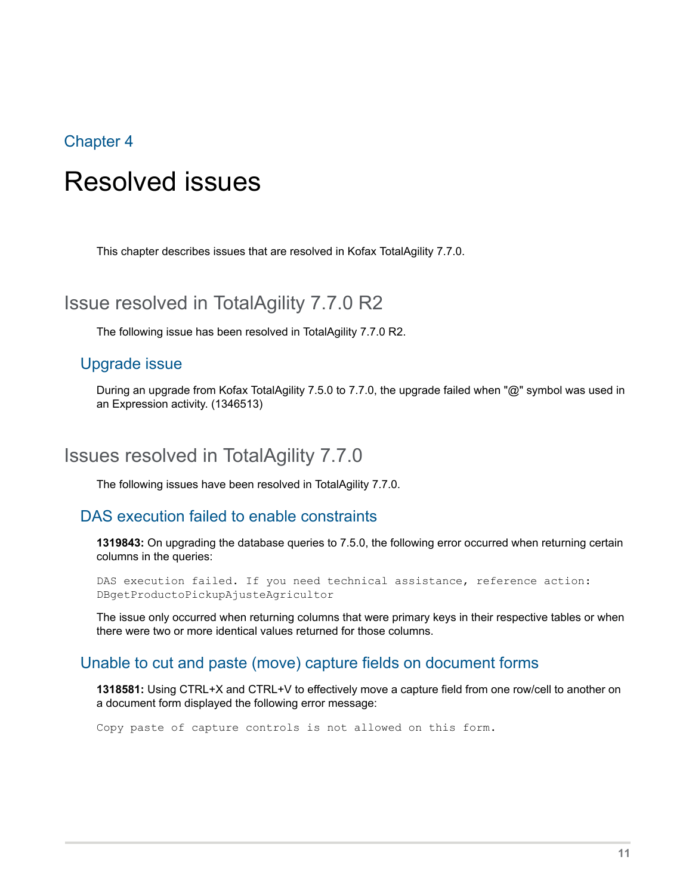Chapter 4

# Resolved issues

This chapter describes issues that are resolved in Kofax TotalAgility 7.7.0.

## Issue resolved in TotalAgility 7.7.0 R2

The following issue has been resolved in TotalAgility 7.7.0 R2.

### Upgrade issue

During an upgrade from Kofax TotalAgility 7.5.0 to 7.7.0, the upgrade failed when "@" symbol was used in an Expression activity. (1346513)

## Issues resolved in TotalAgility 7.7.0

The following issues have been resolved in TotalAgility 7.7.0.

### DAS execution failed to enable constraints

**1319843:** On upgrading the database queries to 7.5.0, the following error occurred when returning certain columns in the queries:

```
DAS execution failed. If you need technical assistance, reference action:
DBgetProductoPickupAjusteAgricultor
```

The issue only occurred when returning columns that were primary keys in their respective tables or when there were two or more identical values returned for those columns.

### Unable to cut and paste (move) capture fields on document forms

**1318581:** Using CTRL+X and CTRL+V to effectively move a capture field from one row/cell to another on a document form displayed the following error message:

```
Copy paste of capture controls is not allowed on this form.
```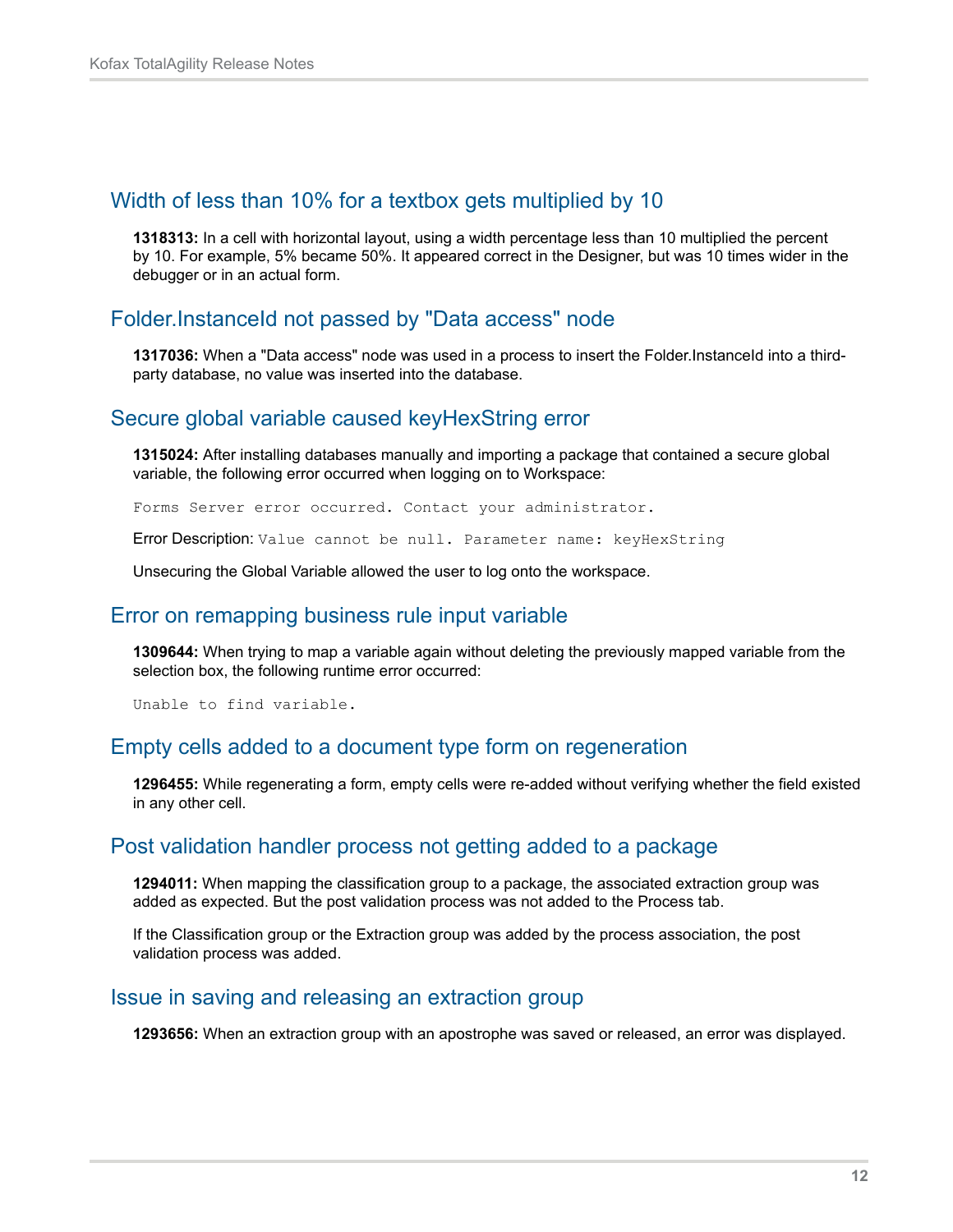## Width of less than 10% for a textbox gets multiplied by 10

**1318313:** In a cell with horizontal layout, using a width percentage less than 10 multiplied the percent by 10. For example, 5% became 50%. It appeared correct in the Designer, but was 10 times wider in the debugger or in an actual form.

## Folder.InstanceId not passed by "Data access" node

**1317036:** When a "Data access" node was used in a process to insert the Folder.InstanceId into a third-party database, no value was inserted into the database.

## Secure global variable caused keyHexString error

**1315024:** After installing databases manually and importing a package that contained a secure global variable, the following error occurred when logging on to Workspace:

```
Forms Server error occurred. Contact your administrator.
```

Error Description: `Value cannot be null. Parameter name: keyHexString`

Unsecuring the Global Variable allowed the user to log onto the workspace.

## Error on remapping business rule input variable

**1309644:** When trying to map a variable again without deleting the previously mapped variable from the selection box, the following runtime error occurred:

```
Unable to find variable.
```

## Empty cells added to a document type form on regeneration

**1296455:** While regenerating a form, empty cells were re-added without verifying whether the field existed in any other cell.

## Post validation handler process not getting added to a package

**1294011:** When mapping the classification group to a package, the associated extraction group was added as expected. But the post validation process was not added to the Process tab.

If the Classification group or the Extraction group was added by the process association, the post validation process was added.

## Issue in saving and releasing an extraction group

**1293656:** When an extraction group with an apostrophe was saved or released, an error was displayed.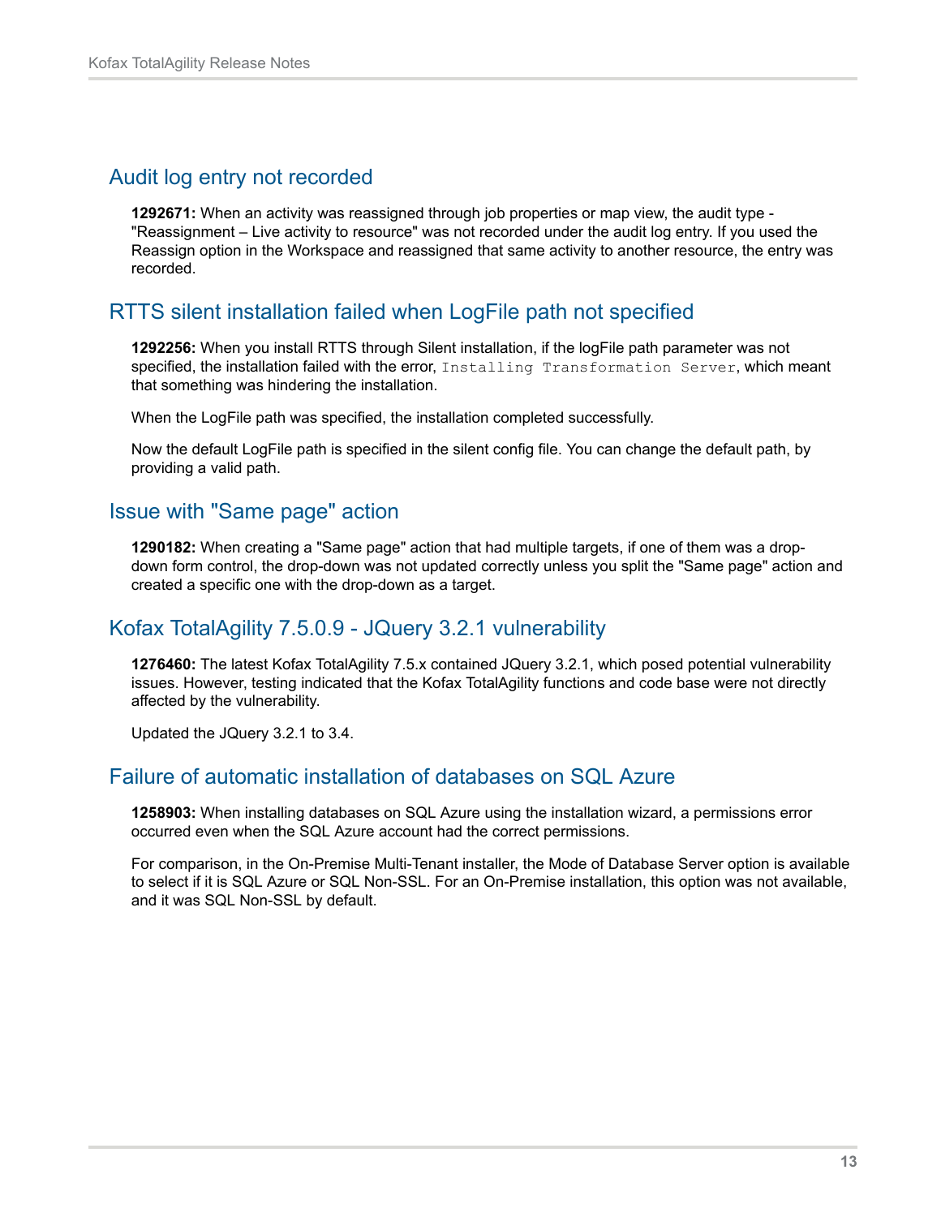## Audit log entry not recorded

**1292671:** When an activity was reassigned through job properties or map view, the audit type - "Reassignment – Live activity to resource" was not recorded under the audit log entry. If you used the Reassign option in the Workspace and reassigned that same activity to another resource, the entry was recorded.

## RTTS silent installation failed when LogFile path not specified

**1292256:** When you install RTTS through Silent installation, if the logFile path parameter was not specified, the installation failed with the error, `Installing Transformation Server`, which meant that something was hindering the installation.

When the LogFile path was specified, the installation completed successfully.

Now the default LogFile path is specified in the silent config file. You can change the default path, by providing a valid path.

## Issue with "Same page" action

**1290182:** When creating a "Same page" action that had multiple targets, if one of them was a drop-down form control, the drop-down was not updated correctly unless you split the "Same page" action and created a specific one with the drop-down as a target.

## Kofax TotalAgility 7.5.0.9 - JQuery 3.2.1 vulnerability

**1276460:** The latest Kofax TotalAgility 7.5.x contained JQuery 3.2.1, which posed potential vulnerability issues. However, testing indicated that the Kofax TotalAgility functions and code base were not directly affected by the vulnerability.

Updated the JQuery 3.2.1 to 3.4.

## Failure of automatic installation of databases on SQL Azure

**1258903:** When installing databases on SQL Azure using the installation wizard, a permissions error occurred even when the SQL Azure account had the correct permissions.

For comparison, in the On-Premise Multi-Tenant installer, the Mode of Database Server option is available to select if it is SQL Azure or SQL Non-SSL. For an On-Premise installation, this option was not available, and it was SQL Non-SSL by default.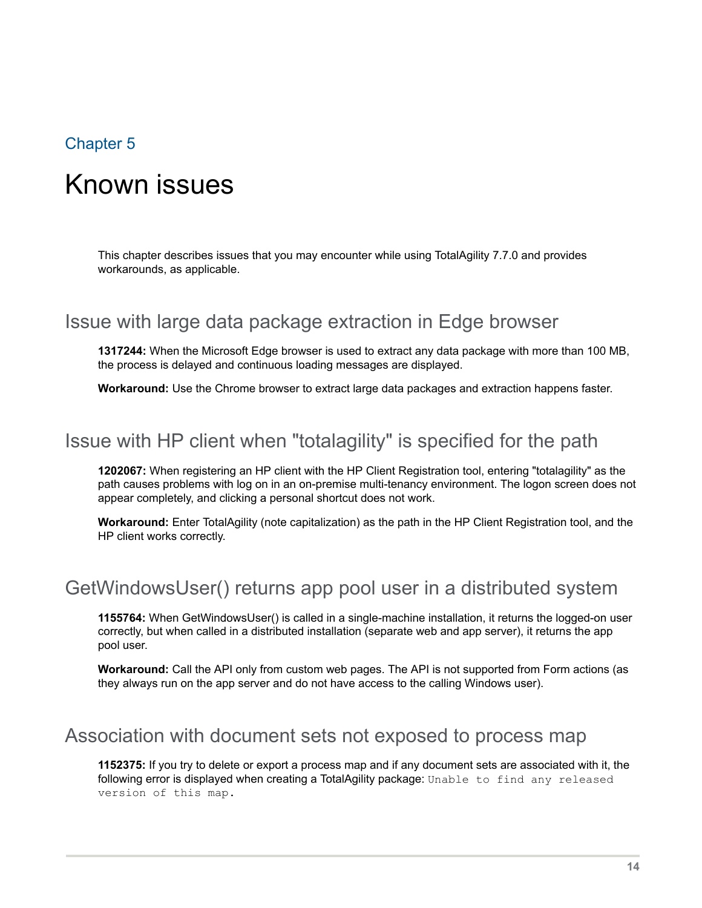Chapter 5

# Known issues

This chapter describes issues that you may encounter while using TotalAgility 7.7.0 and provides workarounds, as applicable.

## Issue with large data package extraction in Edge browser

**1317244:** When the Microsoft Edge browser is used to extract any data package with more than 100 MB, the process is delayed and continuous loading messages are displayed.

**Workaround:** Use the Chrome browser to extract large data packages and extraction happens faster.

## Issue with HP client when "totalagility" is specified for the path

**1202067:** When registering an HP client with the HP Client Registration tool, entering "totalagility" as the path causes problems with log on in an on-premise multi-tenancy environment. The logon screen does not appear completely, and clicking a personal shortcut does not work.

**Workaround:** Enter TotalAgility (note capitalization) as the path in the HP Client Registration tool, and the HP client works correctly.

## GetWindowsUser() returns app pool user in a distributed system

**1155764:** When GetWindowsUser() is called in a single-machine installation, it returns the logged-on user correctly, but when called in a distributed installation (separate web and app server), it returns the app pool user.

**Workaround:** Call the API only from custom web pages. The API is not supported from Form actions (as they always run on the app server and do not have access to the calling Windows user).

## Association with document sets not exposed to process map

**1152375:** If you try to delete or export a process map and if any document sets are associated with it, the following error is displayed when creating a TotalAgility package: `Unable to find any released version of this map.`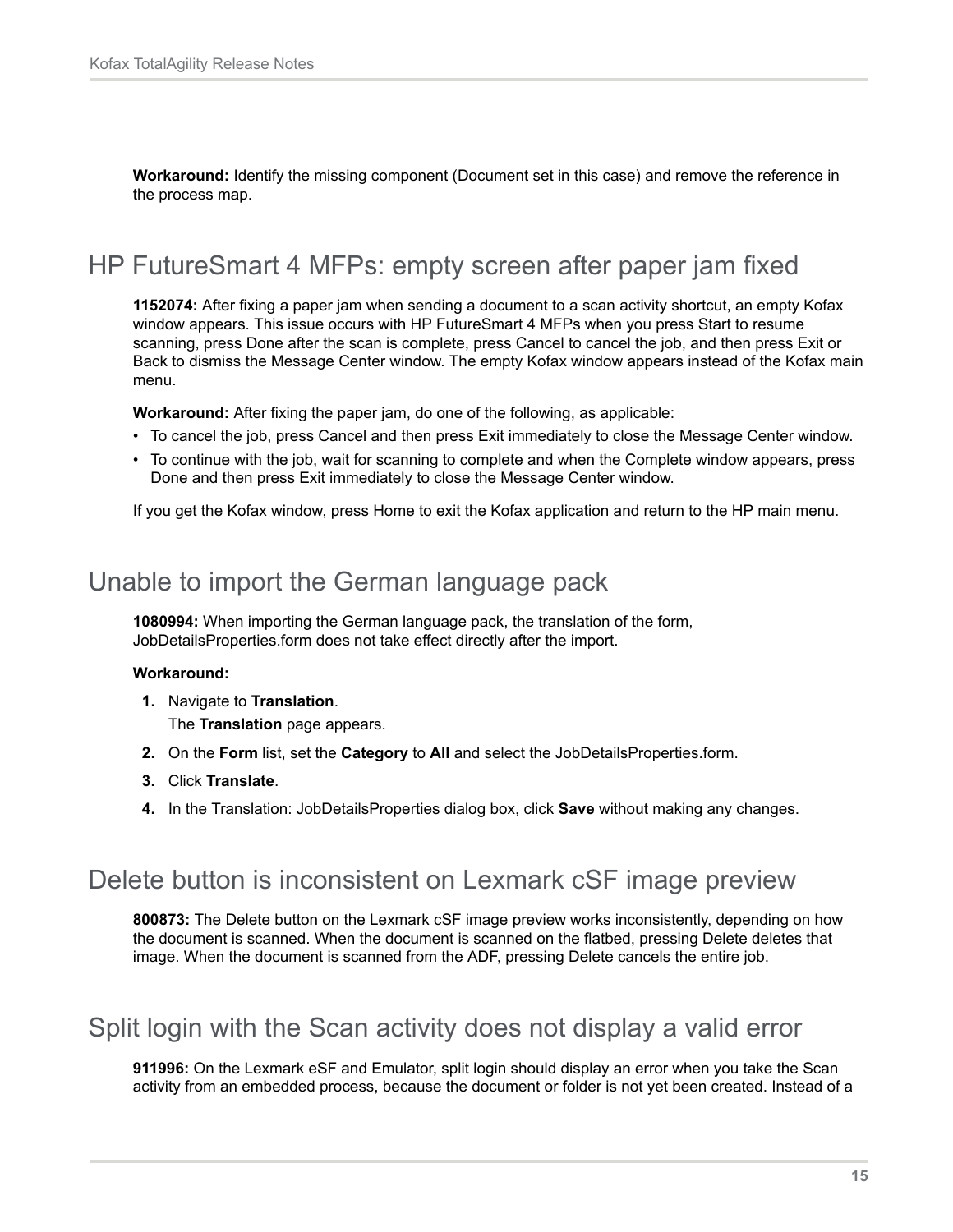**Workaround:** Identify the missing component (Document set in this case) and remove the reference in the process map.

## HP FutureSmart 4 MFPs: empty screen after paper jam fixed

**1152074:** After fixing a paper jam when sending a document to a scan activity shortcut, an empty Kofax window appears. This issue occurs with HP FutureSmart 4 MFPs when you press Start to resume scanning, press Done after the scan is complete, press Cancel to cancel the job, and then press Exit or Back to dismiss the Message Center window. The empty Kofax window appears instead of the Kofax main menu.

**Workaround:** After fixing the paper jam, do one of the following, as applicable:

- To cancel the job, press Cancel and then press Exit immediately to close the Message Center window.
- To continue with the job, wait for scanning to complete and when the Complete window appears, press Done and then press Exit immediately to close the Message Center window.

If you get the Kofax window, press Home to exit the Kofax application and return to the HP main menu.

## Unable to import the German language pack

**1080994:** When importing the German language pack, the translation of the form, JobDetailsProperties.form does not take effect directly after the import.

**Workaround:**

1. Navigate to **Translation**.
   The **Translation** page appears.
2. On the **Form** list, set the **Category** to **All** and select the JobDetailsProperties.form.
3. Click **Translate**.
4. In the Translation: JobDetailsProperties dialog box, click **Save** without making any changes.

## Delete button is inconsistent on Lexmark cSF image preview

**800873:** The Delete button on the Lexmark cSF image preview works inconsistently, depending on how the document is scanned. When the document is scanned on the flatbed, pressing Delete deletes that image. When the document is scanned from the ADF, pressing Delete cancels the entire job.

## Split login with the Scan activity does not display a valid error

**911996:** On the Lexmark eSF and Emulator, split login should display an error when you take the Scan activity from an embedded process, because the document or folder is not yet been created. Instead of a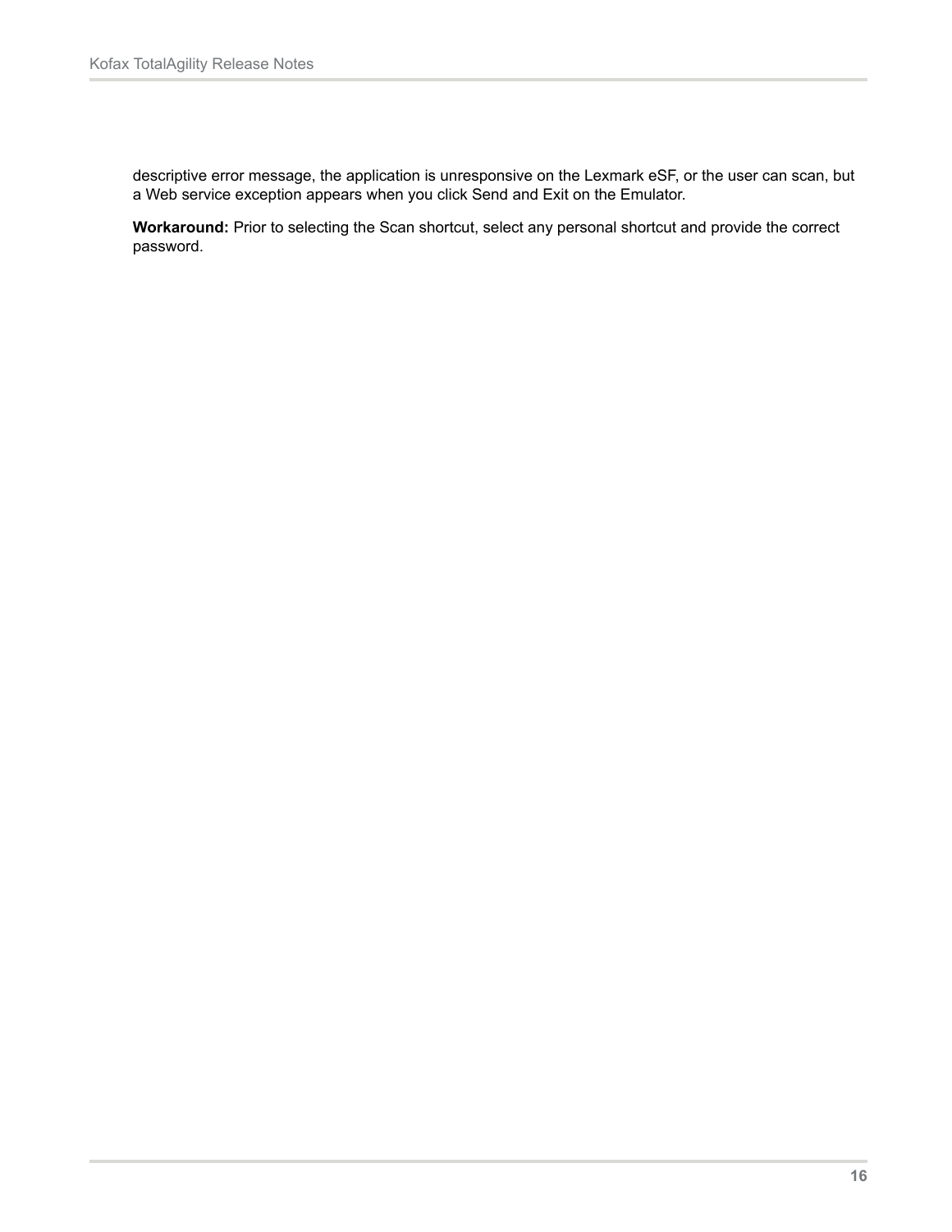descriptive error message, the application is unresponsive on the Lexmark eSF, or the user can scan, but a Web service exception appears when you click Send and Exit on the Emulator.

**Workaround:** Prior to selecting the Scan shortcut, select any personal shortcut and provide the correct password.